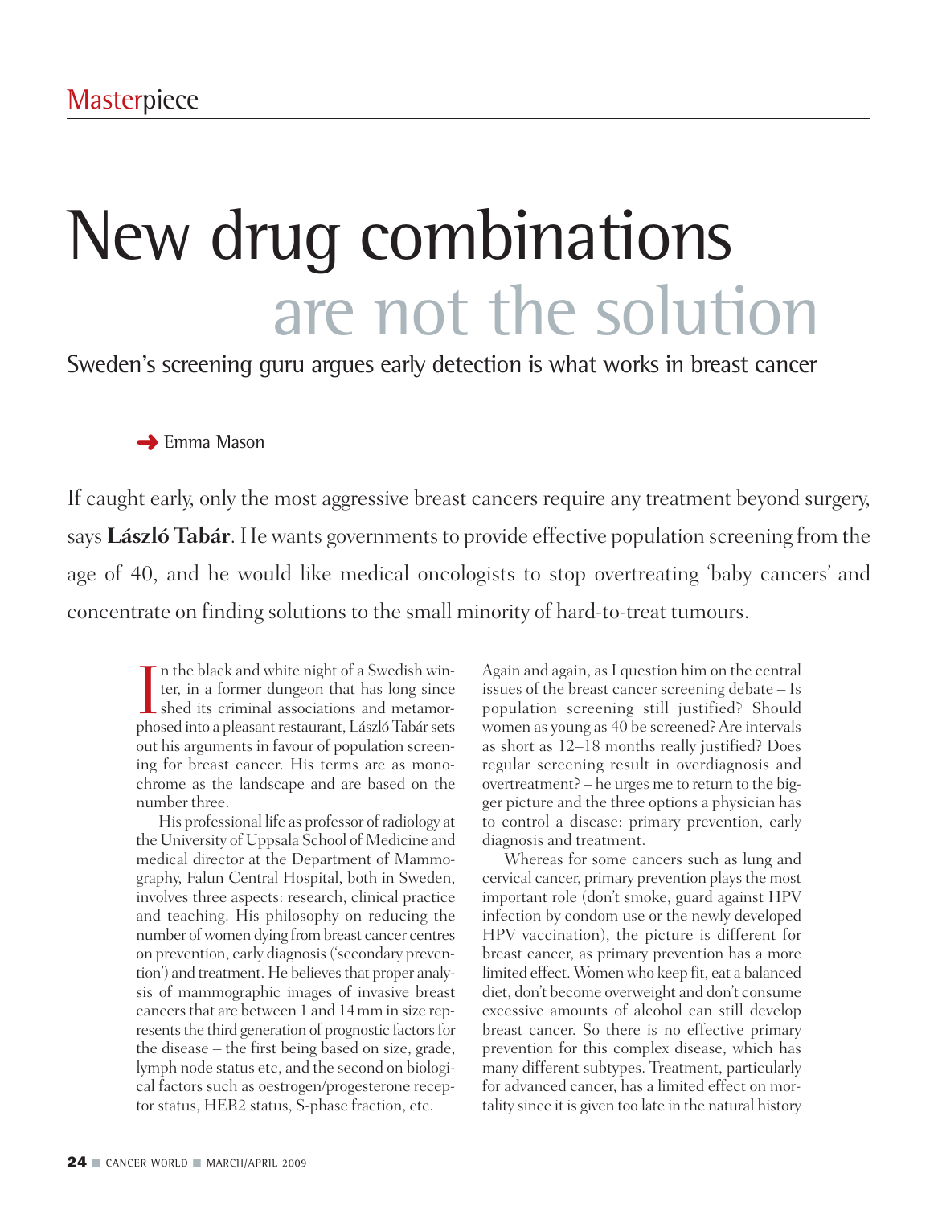Masterpiece

# New drug combinations are not the solution

## Sweden's screening guru argues early detection is what works in breast cancer

Emma Mason

If caught early, only the most aggressive breast cancers require any treatment beyond surgery, says **László Tabár**. He wants governments to provide effective population screening from the age of 40, and he would like medical oncologists to stop overtreating 'baby cancers' and concentrate on finding solutions to the small minority of hard-to-treat tumours.

In the black and white night of a Swedish winter, in a former dungeon that has long since shed its criminal associations and metamorphosed into a pleasant restaurant, László Tabár sets out his arguments in favour of population screening for breast cancer. His terms are as monochrome as the landscape and are based on the number three.

His professional life as professor of radiology at the University of Uppsala School of Medicine and medical director at the Department of Mammography, Falun Central Hospital, both in Sweden, involves three aspects: research, clinical practice and teaching. His philosophy on reducing the number of women dying from breast cancer centres on prevention, early diagnosis ('secondary prevention') and treatment. He believes that proper analysis of mammographic images of invasive breast cancers that are between 1 and 14 mm in size represents the third generation of prognostic factors for the disease – the first being based on size, grade, lymph node status etc, and the second on biological factors such as oestrogen/progesterone receptor status, HER2 status, S-phase fraction, etc.

Again and again, as I question him on the central issues of the breast cancer screening debate – Is population screening still justified? Should women as young as 40 be screened? Are intervals as short as 12–18 months really justified? Does regular screening result in overdiagnosis and overtreatment? – he urges me to return to the bigger picture and the three options a physician has to control a disease: primary prevention, early diagnosis and treatment.

Whereas for some cancers such as lung and cervical cancer, primary prevention plays the most important role (don't smoke, guard against HPV infection by condom use or the newly developed HPV vaccination), the picture is different for breast cancer, as primary prevention has a more limited effect. Women who keep fit, eat a balanced diet, don't become overweight and don't consume excessive amounts of alcohol can still develop breast cancer. So there is no effective primary prevention for this complex disease, which has many different subtypes. Treatment, particularly for advanced cancer, has a limited effect on mortality since it is given too late in the natural history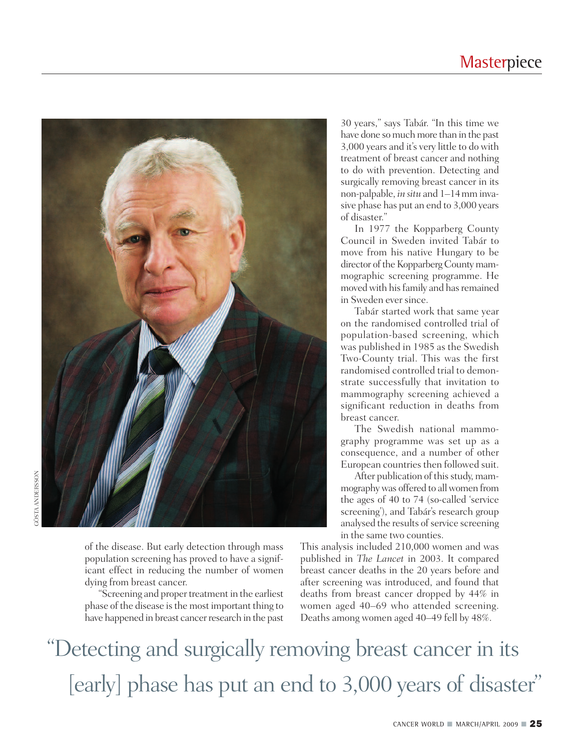of the disease. But early detection through mass population screening has proved to have a significant effect in reducing the number of women dying from breast cancer.

"Screening and proper treatment in the earliest phase of the disease is the most important thing to have happened in breast cancer research in the past 30 years," says Tabár. "In this time we have done so much more than in the past 3,000 years and it's very little to do with treatment of breast cancer and nothing to do with prevention. Detecting and surgically removing breast cancer in its non-palpable, *in situ* and 1–14 mm invasive phase has put an end to 3,000 years of disaster."

In 1977 the Kopparberg County Council in Sweden invited Tabár to move from his native Hungary to be director of the Kopparberg County mammographic screening programme. He moved with his family and has remained in Sweden ever since.

Tabár started work that same year on the randomised controlled trial of population-based screening, which was published in 1985 as the Swedish Two-County trial. This was the first randomised controlled trial to demonstrate successfully that invitation to mammography screening achieved a significant reduction in deaths from breast cancer.

The Swedish national mammography programme was set up as a consequence, and a number of other European countries then followed suit.

After publication of this study, mammography was offered to all women from the ages of 40 to 74 (so-called 'service screening'), and Tabár's research group analysed the results of service screening in the same two counties. This analysis included 210,000 women and was published in *The Lancet* in 2003. It compared breast cancer deaths in the 20 years before and after screening was introduced, and found that deaths from breast cancer dropped by 44% in women aged 40–69 who attended screening. Deaths among women aged 40–49 fell by 48%.

> "Detecting and surgically removing breast cancer in its [early] phase has put an end to 3,000 years of disaster"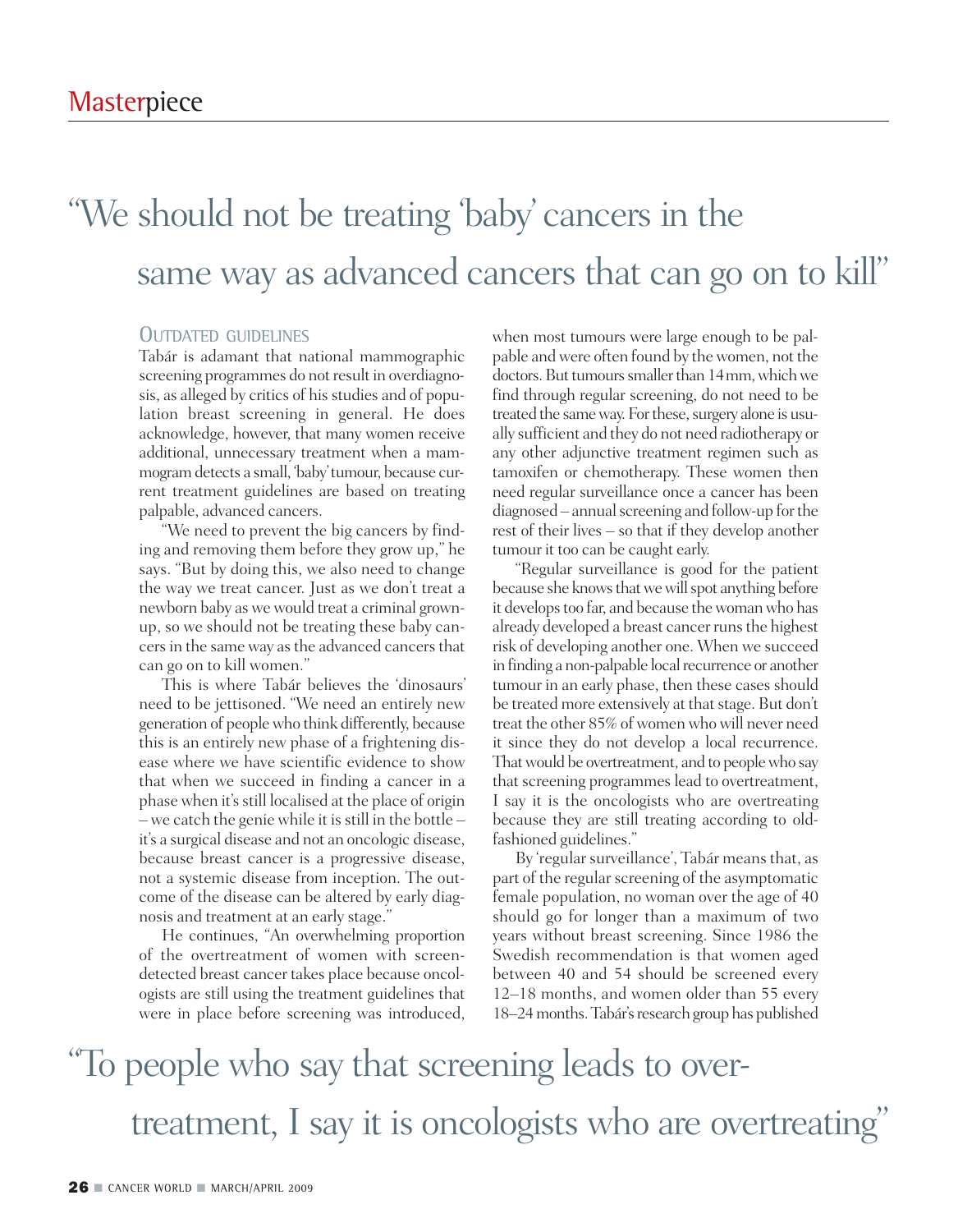> "We should not be treating 'baby' cancers in the same way as advanced cancers that can go on to kill"

### OUTDATED GUIDELINES

Tabár is adamant that national mammographic screening programmes do not result in overdiagnosis, as alleged by critics of his studies and of population breast screening in general. He does acknowledge, however, that many women receive additional, unnecessary treatment when a mammogram detects a small, 'baby' tumour, because current treatment guidelines are based on treating palpable, advanced cancers.

"We need to prevent the big cancers by finding and removing them before they grow up," he says. "But by doing this, we also need to change the way we treat cancer. Just as we don't treat a newborn baby as we would treat a criminal grown-up, so we should not be treating these baby cancers in the same way as the advanced cancers that can go on to kill women."

This is where Tabár believes the 'dinosaurs' need to be jettisoned. "We need an entirely new generation of people who think differently, because this is an entirely new phase of a frightening disease where we have scientific evidence to show that when we succeed in finding a cancer in a phase when it's still localised at the place of origin – we catch the genie while it is still in the bottle – it's a surgical disease and not an oncologic disease, because breast cancer is a progressive disease, not a systemic disease from inception. The outcome of the disease can be altered by early diagnosis and treatment at an early stage."

He continues, "An overwhelming proportion of the overtreatment of women with screen-detected breast cancer takes place because oncologists are still using the treatment guidelines that were in place before screening was introduced, when most tumours were large enough to be palpable and were often found by the women, not the doctors. But tumours smaller than 14 mm, which we find through regular screening, do not need to be treated the same way. For these, surgery alone is usually sufficient and they do not need radiotherapy or any other adjunctive treatment regimen such as tamoxifen or chemotherapy. These women then need regular surveillance once a cancer has been diagnosed – annual screening and follow-up for the rest of their lives – so that if they develop another tumour it too can be caught early.

"Regular surveillance is good for the patient because she knows that we will spot anything before it develops too far, and because the woman who has already developed a breast cancer runs the highest risk of developing another one. When we succeed in finding a non-palpable local recurrence or another tumour in an early phase, then these cases should be treated more extensively at that stage. But don't treat the other 85% of women who will never need it since they do not develop a local recurrence. That would be overtreatment, and to people who say that screening programmes lead to overtreatment, I say it is the oncologists who are overtreating because they are still treating according to old-fashioned guidelines."

By 'regular surveillance', Tabár means that, as part of the regular screening of the asymptomatic female population, no woman over the age of 40 should go for longer than a maximum of two years without breast screening. Since 1986 the Swedish recommendation is that women aged between 40 and 54 should be screened every 12–18 months, and women older than 55 every 18–24 months. Tabár's research group has published

> "To people who say that screening leads to overtreatment, I say it is oncologists who are overtreating"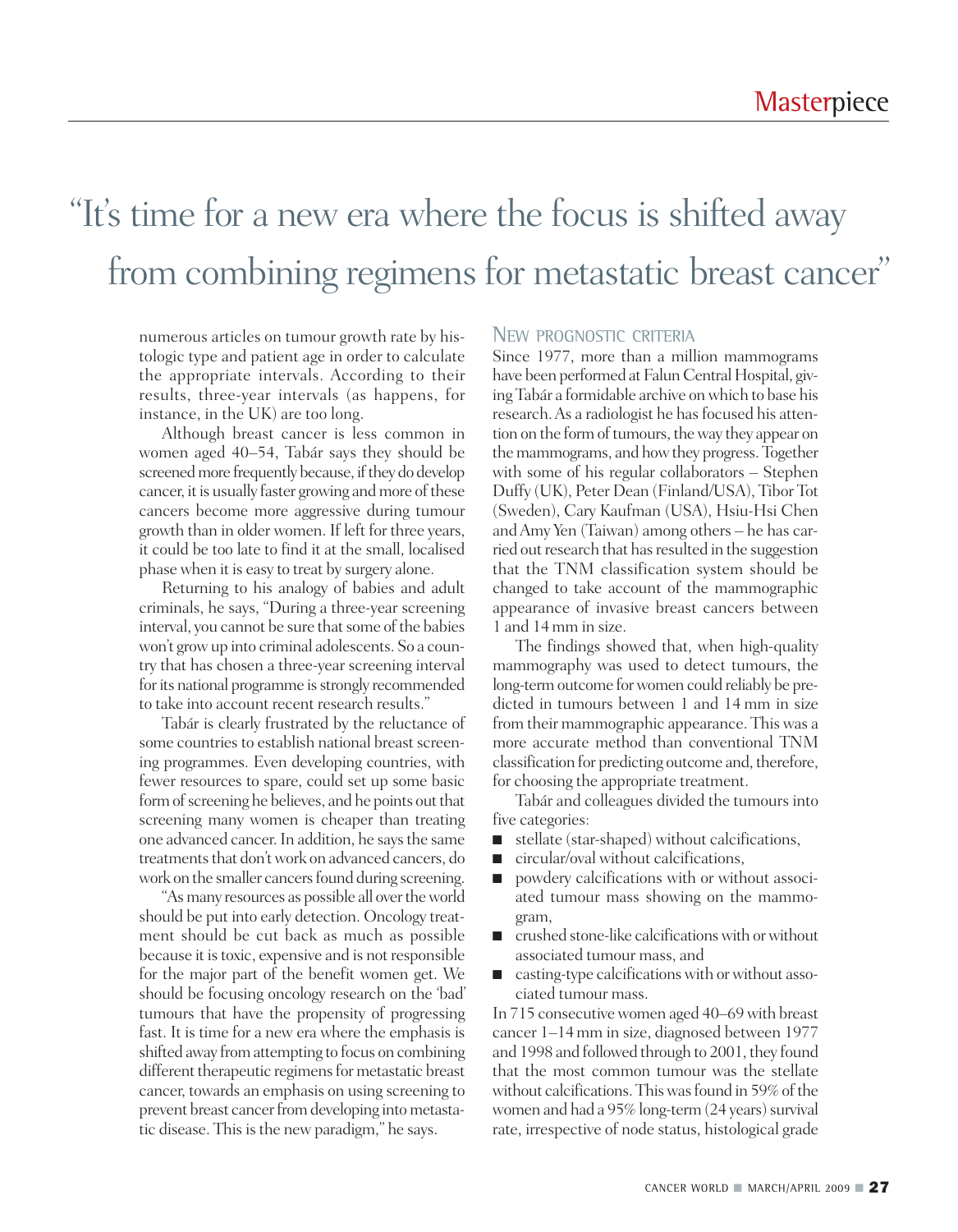# "It's time for a new era where the focus is shifted away from combining regimens for metastatic breast cancer"

numerous articles on tumour growth rate by histologic type and patient age in order to calculate the appropriate intervals. According to their results, three-year intervals (as happens, for instance, in the UK) are too long.

Although breast cancer is less common in women aged 40–54, Tabár says they should be screened more frequently because, if they do develop cancer, it is usually faster growing and more of these cancers become more aggressive during tumour growth than in older women. If left for three years, it could be too late to find it at the small, localised phase when it is easy to treat by surgery alone.

Returning to his analogy of babies and adult criminals, he says, "During a three-year screening interval, you cannot be sure that some of the babies won't grow up into criminal adolescents. So a country that has chosen a three-year screening interval for its national programme is strongly recommended to take into account recent research results."

Tabár is clearly frustrated by the reluctance of some countries to establish national breast screening programmes. Even developing countries, with fewer resources to spare, could set up some basic form of screening he believes, and he points out that screening many women is cheaper than treating one advanced cancer. In addition, he says the same treatments that don't work on advanced cancers, do work on the smaller cancers found during screening.

"As many resources as possible all over the world should be put into early detection. Oncology treatment should be cut back as much as possible because it is toxic, expensive and is not responsible for the major part of the benefit women get. We should be focusing oncology research on the 'bad' tumours that have the propensity of progressing fast. It is time for a new era where the emphasis is shifted away from attempting to focus on combining different therapeutic regimens for metastatic breast cancer, towards an emphasis on using screening to prevent breast cancer from developing into metastatic disease. This is the new paradigm," he says.

## New prognostic criteria

Since 1977, more than a million mammograms have been performed at Falun Central Hospital, giving Tabár a formidable archive on which to base his research. As a radiologist he has focused his attention on the form of tumours, the way they appear on the mammograms, and how they progress. Together with some of his regular collaborators – Stephen Duffy (UK), Peter Dean (Finland/USA), Tibor Tot (Sweden), Cary Kaufman (USA), Hsiu-Hsi Chen and Amy Yen (Taiwan) among others – he has carried out research that has resulted in the suggestion that the TNM classification system should be changed to take account of the mammographic appearance of invasive breast cancers between 1 and 14 mm in size.

The findings showed that, when high-quality mammography was used to detect tumours, the long-term outcome for women could reliably be predicted in tumours between 1 and 14 mm in size from their mammographic appearance. This was a more accurate method than conventional TNM classification for predicting outcome and, therefore, for choosing the appropriate treatment.

Tabár and colleagues divided the tumours into five categories:

- stellate (star-shaped) without calcifications,
- circular/oval without calcifications,
- powdery calcifications with or without associated tumour mass showing on the mammogram,
- crushed stone-like calcifications with or without associated tumour mass, and
- casting-type calcifications with or without associated tumour mass.

In 715 consecutive women aged 40–69 with breast cancer 1–14 mm in size, diagnosed between 1977 and 1998 and followed through to 2001, they found that the most common tumour was the stellate without calcifications. This was found in 59% of the women and had a 95% long-term (24 years) survival rate, irrespective of node status, histological grade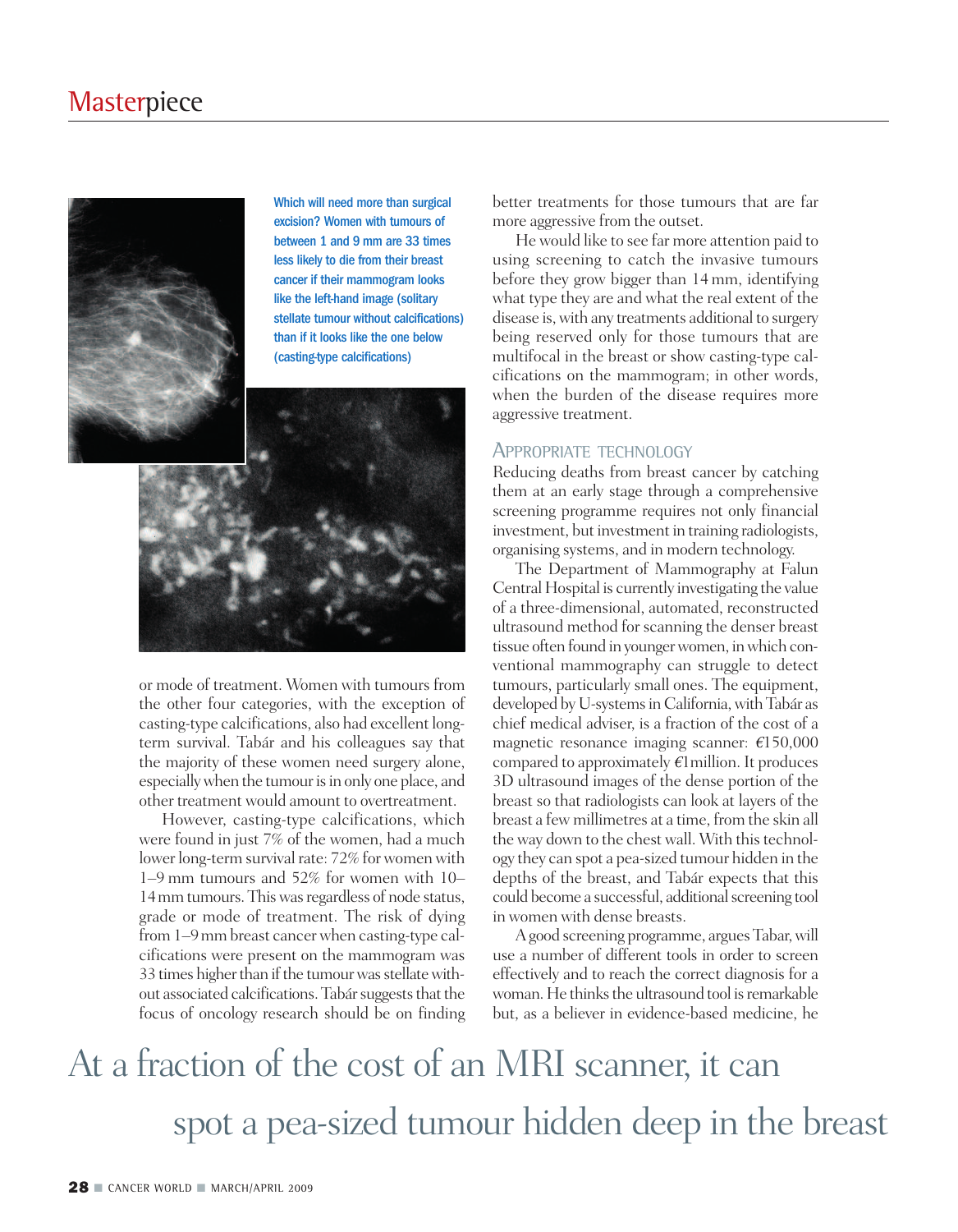Which will need more than surgical excision? Women with tumours of between 1 and 9 mm are 33 times less likely to die from their breast cancer if their mammogram looks like the left-hand image (solitary stellate tumour without calcifications) than if it looks like the one below (casting-type calcifications)

or mode of treatment. Women with tumours from the other four categories, with the exception of casting-type calcifications, also had excellent long-term survival. Tabár and his colleagues say that the majority of these women need surgery alone, especially when the tumour is in only one place, and other treatment would amount to overtreatment.

However, casting-type calcifications, which were found in just 7% of the women, had a much lower long-term survival rate: 72% for women with 1–9 mm tumours and 52% for women with 10–14 mm tumours. This was regardless of node status, grade or mode of treatment. The risk of dying from 1–9 mm breast cancer when casting-type calcifications were present on the mammogram was 33 times higher than if the tumour was stellate without associated calcifications. Tabár suggests that the focus of oncology research should be on finding better treatments for those tumours that are far more aggressive from the outset.

He would like to see far more attention paid to using screening to catch the invasive tumours before they grow bigger than 14 mm, identifying what type they are and what the real extent of the disease is, with any treatments additional to surgery being reserved only for those tumours that are multifocal in the breast or show casting-type calcifications on the mammogram; in other words, when the burden of the disease requires more aggressive treatment.

## Appropriate technology

Reducing deaths from breast cancer by catching them at an early stage through a comprehensive screening programme requires not only financial investment, but investment in training radiologists, organising systems, and in modern technology.

The Department of Mammography at Falun Central Hospital is currently investigating the value of a three-dimensional, automated, reconstructed ultrasound method for scanning the denser breast tissue often found in younger women, in which conventional mammography can struggle to detect tumours, particularly small ones. The equipment, developed by U-systems in California, with Tabár as chief medical adviser, is a fraction of the cost of a magnetic resonance imaging scanner: €150,000 compared to approximately €1 million. It produces 3D ultrasound images of the dense portion of the breast so that radiologists can look at layers of the breast a few millimetres at a time, from the skin all the way down to the chest wall. With this technology they can spot a pea-sized tumour hidden in the depths of the breast, and Tabár expects that this could become a successful, additional screening tool in women with dense breasts.

A good screening programme, argues Tabar, will use a number of different tools in order to screen effectively and to reach the correct diagnosis for a woman. He thinks the ultrasound tool is remarkable but, as a believer in evidence-based medicine, he

> At a fraction of the cost of an MRI scanner, it can spot a pea-sized tumour hidden deep in the breast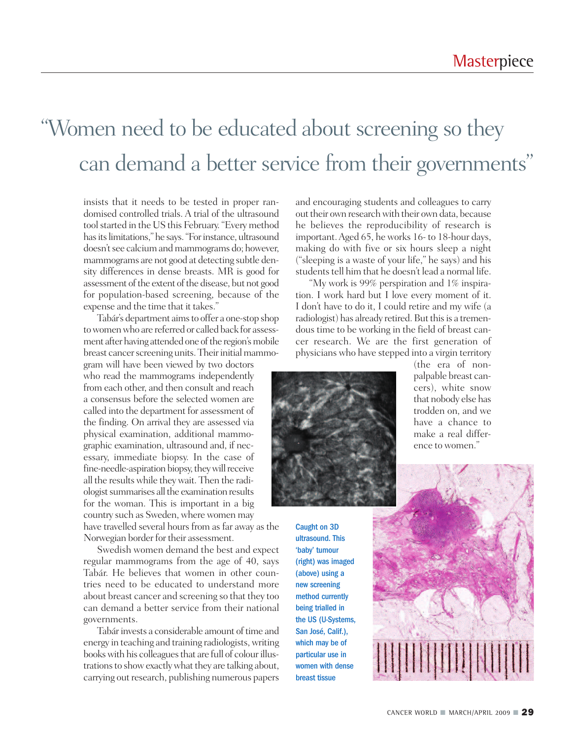# "Women need to be educated about screening so they can demand a better service from their governments"

insists that it needs to be tested in proper randomised controlled trials. A trial of the ultrasound tool started in the US this February. "Every method has its limitations," he says. "For instance, ultrasound doesn't see calcium and mammograms do; however, mammograms are not good at detecting subtle density differences in dense breasts. MR is good for assessment of the extent of the disease, but not good for population-based screening, because of the expense and the time that it takes."

Tabár's department aims to offer a one-stop shop to women who are referred or called back for assessment after having attended one of the region's mobile breast cancer screening units. Their initial mammogram will have been viewed by two doctors who read the mammograms independently from each other, and then consult and reach a consensus before the selected women are called into the department for assessment of the finding. On arrival they are assessed via physical examination, additional mammographic examination, ultrasound and, if necessary, immediate biopsy. In the case of fine-needle-aspiration biopsy, they will receive all the results while they wait. Then the radiologist summarises all the examination results for the woman. This is important in a big country such as Sweden, where women may have travelled several hours from as far away as the Norwegian border for their assessment.

Swedish women demand the best and expect regular mammograms from the age of 40, says Tabár. He believes that women in other countries need to be educated to understand more about breast cancer and screening so that they too can demand a better service from their national governments.

Tabár invests a considerable amount of time and energy in teaching and training radiologists, writing books with his colleagues that are full of colour illustrations to show exactly what they are talking about, carrying out research, publishing numerous papers and encouraging students and colleagues to carry out their own research with their own data, because he believes the reproducibility of research is important. Aged 65, he works 16- to 18-hour days, making do with five or six hours sleep a night ("sleeping is a waste of your life," he says) and his students tell him that he doesn't lead a normal life.

"My work is 99% perspiration and 1% inspiration. I work hard but I love every moment of it. I don't have to do it, I could retire and my wife (a radiologist) has already retired. But this is a tremendous time to be working in the field of breast cancer research. We are the first generation of physicians who have stepped into a virgin territory (the era of non-palpable breast cancers), white snow that nobody else has trodden on, and we have a chance to make a real difference to women."

Caught on 3D ultrasound. This 'baby' tumour (right) was imaged (above) using a new screening method currently being trialled in the US (U-Systems, San José, Calif.), which may be of particular use in women with dense breast tissue